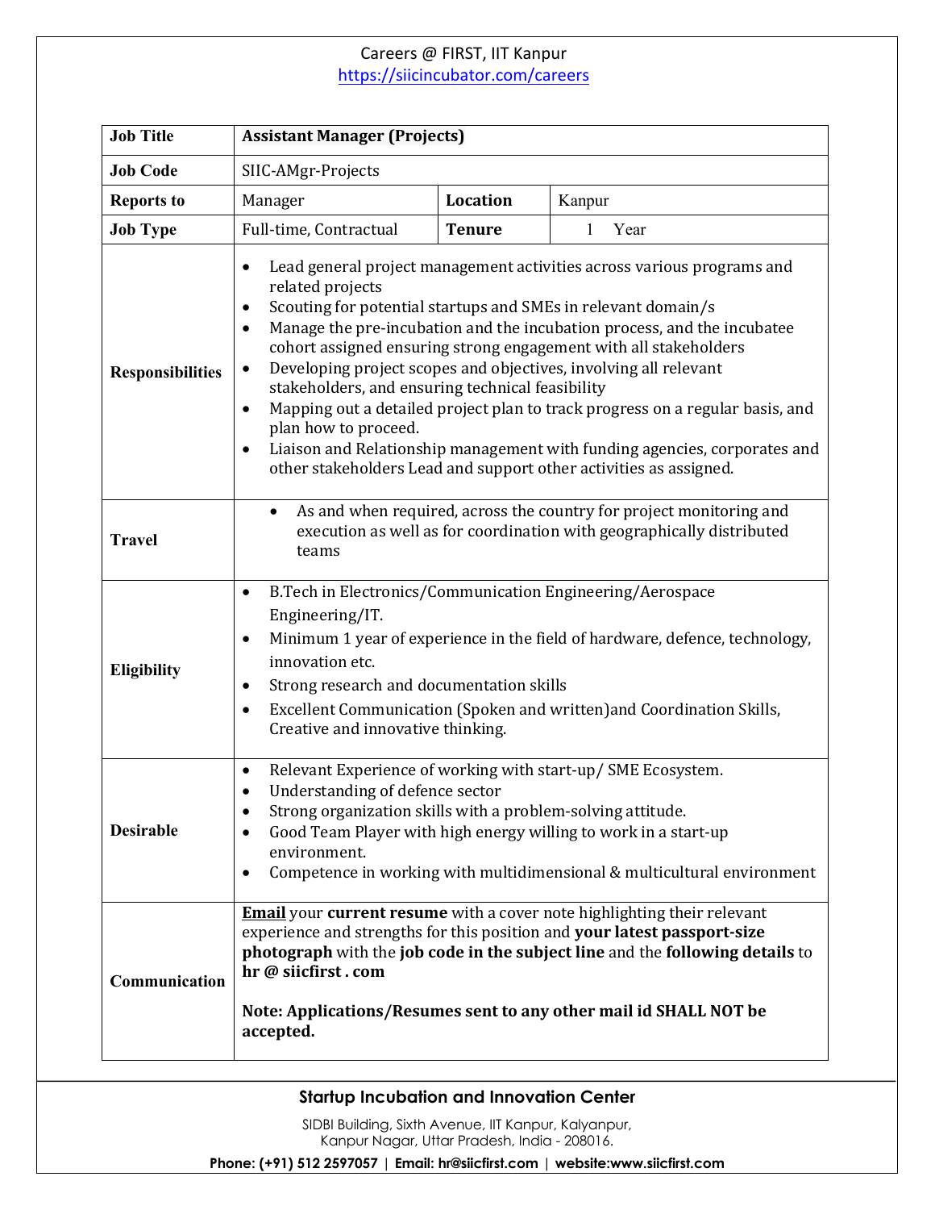Careers @ FIRST, IIT Kanpur
https://siicincubator.com/careers

| **Job Title** | **Assistant Manager (Projects)** | | |
|---|---|---|---|
| **Job Code** | SIIC-AMgr-Projects | | |
| **Reports to** | Manager | **Location** | Kanpur |
| **Job Type** | Full-time, Contractual | **Tenure** | 1 Year |
| **Responsibilities** | • Lead general project management activities across various programs and related projects<br>• Scouting for potential startups and SMEs in relevant domain/s<br>• Manage the pre-incubation and the incubation process, and the incubatee cohort assigned ensuring strong engagement with all stakeholders<br>• Developing project scopes and objectives, involving all relevant stakeholders, and ensuring technical feasibility<br>• Mapping out a detailed project plan to track progress on a regular basis, and plan how to proceed.<br>• Liaison and Relationship management with funding agencies, corporates and other stakeholders Lead and support other activities as assigned. | | |
| **Travel** | • As and when required, across the country for project monitoring and execution as well as for coordination with geographically distributed teams | | |
| **Eligibility** | • B.Tech in Electronics/Communication Engineering/Aerospace Engineering/IT.<br>• Minimum 1 year of experience in the field of hardware, defence, technology, innovation etc.<br>• Strong research and documentation skills<br>• Excellent Communication (Spoken and written)and Coordination Skills, Creative and innovative thinking. | | |
| **Desirable** | • Relevant Experience of working with start-up/ SME Ecosystem.<br>• Understanding of defence sector<br>• Strong organization skills with a problem-solving attitude.<br>• Good Team Player with high energy willing to work in a start-up environment.<br>• Competence in working with multidimensional & multicultural environment | | |
| **Communication** | **Email** your **current resume** with a cover note highlighting their relevant experience and strengths for this position and **your latest passport-size photograph** with the **job code in the subject line** and the **following details** to **hr @ siicfirst . com**<br><br>**Note: Applications/Resumes sent to any other mail id SHALL NOT be accepted.** | | |

**Startup Incubation and Innovation Center**

SIDBI Building, Sixth Avenue, IIT Kanpur, Kalyanpur, Kanpur Nagar, Uttar Pradesh, India - 208016.

**Phone: (+91) 512 2597057 | Email: hr@siicfirst.com | website:www.siicfirst.com**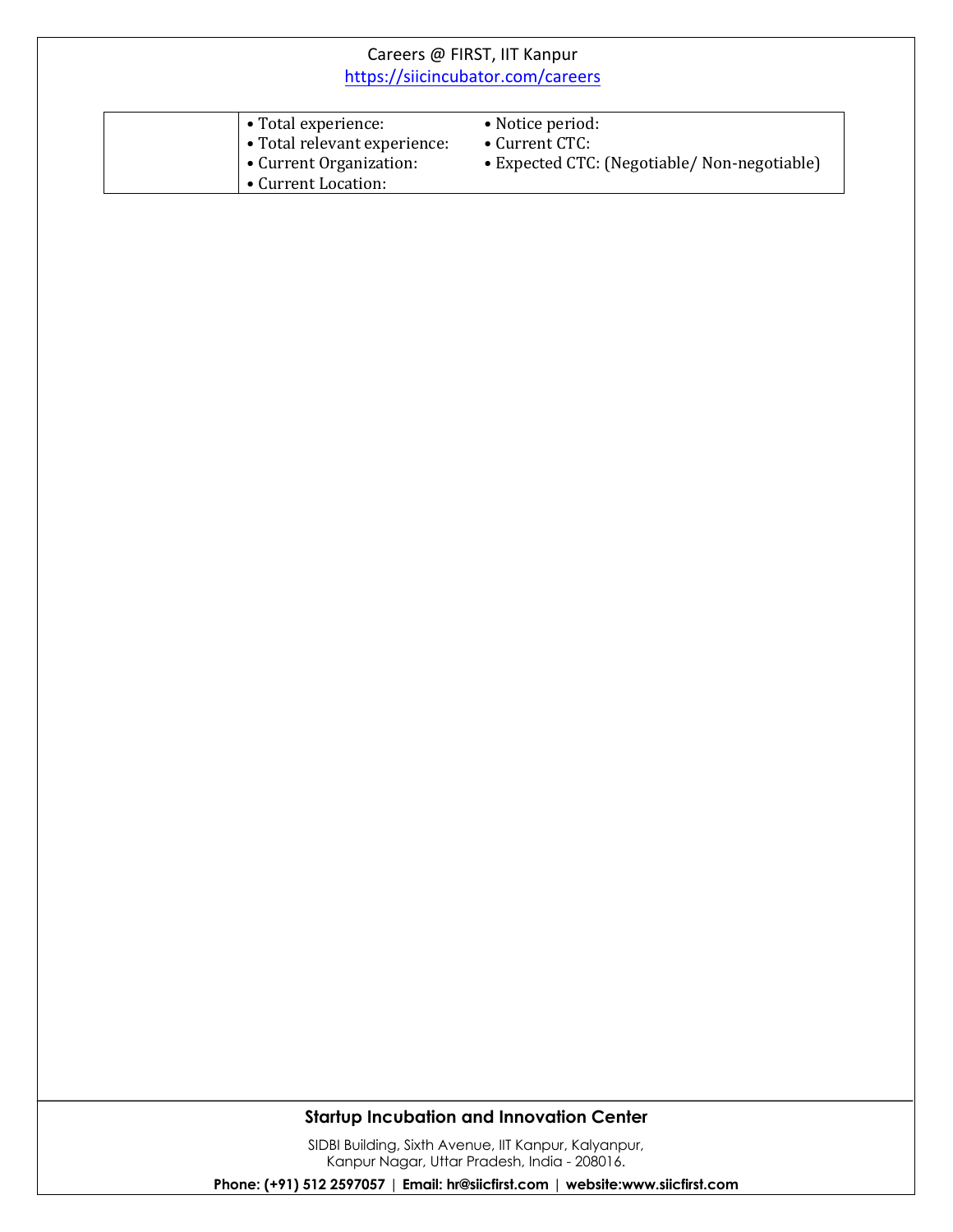| | |
|---|---|
| | • Total experience: • Total relevant experience: • Current Organization: • Current Location: • Notice period: • Current CTC: • Expected CTC: (Negotiable/ Non-negotiable) |